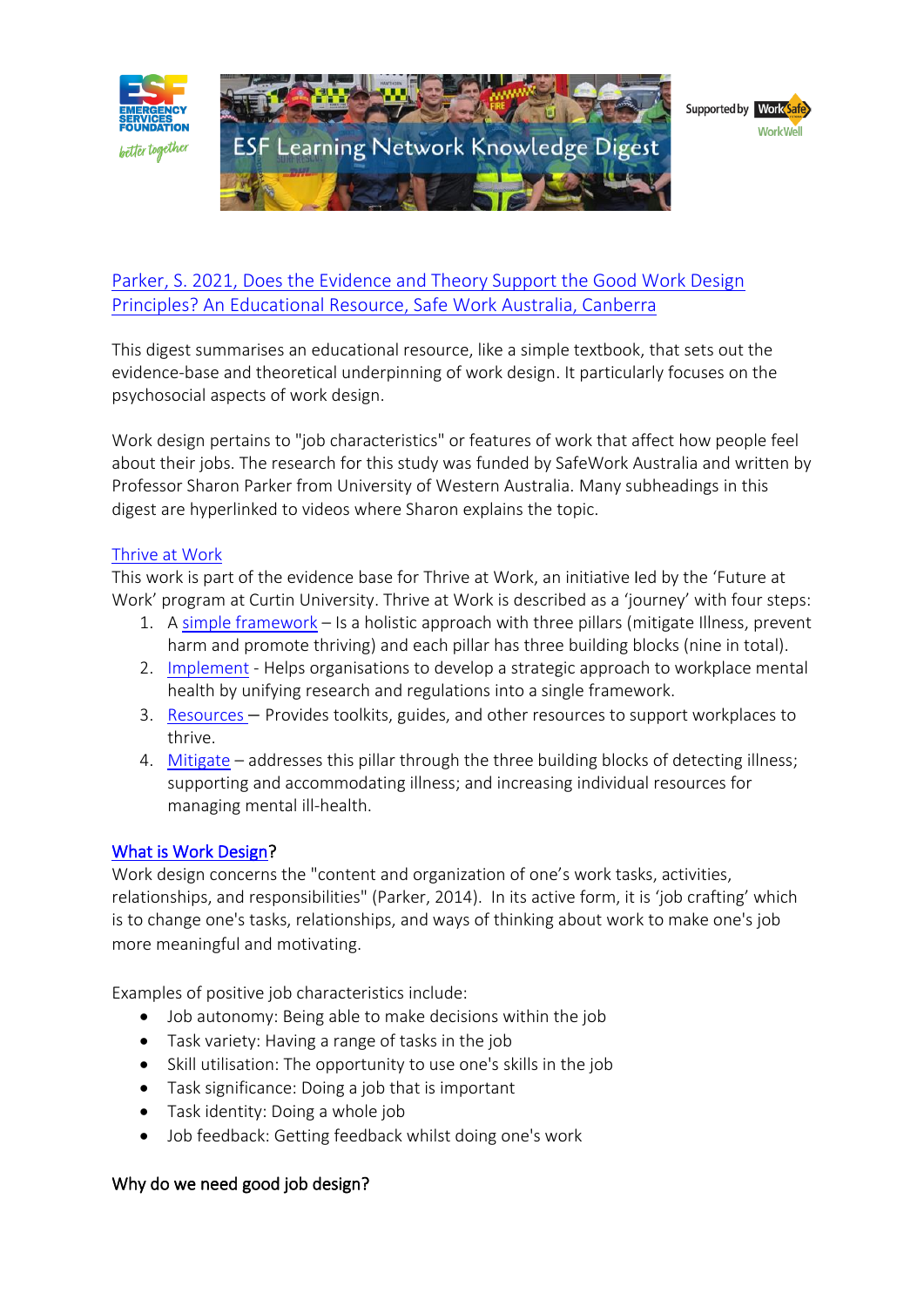ESF Learning Network Knowledge Digest

Supported by WorkSafe WorkWell

[Parker, S. 2021, Does the Evidence and Theory Support the Good Work Design Principles? An Educational Resource, Safe Work Australia, Canberra]

This digest summarises an educational resource, like a simple textbook, that sets out the evidence-base and theoretical underpinning of work design. It particularly focuses on the psychosocial aspects of work design.

Work design pertains to "job characteristics" or features of work that affect how people feel about their jobs. The research for this study was funded by SafeWork Australia and written by Professor Sharon Parker from University of Western Australia. Many subheadings in this digest are hyperlinked to videos where Sharon explains the topic.

## Thrive at Work

This work is part of the evidence base for Thrive at Work, an initiative led by the 'Future at Work' program at Curtin University. Thrive at Work is described as a 'journey' with four steps:

1. A simple framework – Is a holistic approach with three pillars (mitigate Illness, prevent harm and promote thriving) and each pillar has three building blocks (nine in total).
2. Implement - Helps organisations to develop a strategic approach to workplace mental health by unifying research and regulations into a single framework.
3. Resources – Provides toolkits, guides, and other resources to support workplaces to thrive.
4. Mitigate – addresses this pillar through the three building blocks of detecting illness; supporting and accommodating illness; and increasing individual resources for managing mental ill-health.

## What is Work Design?

Work design concerns the "content and organization of one's work tasks, activities, relationships, and responsibilities" (Parker, 2014). In its active form, it is 'job crafting' which is to change one's tasks, relationships, and ways of thinking about work to make one's job more meaningful and motivating.

Examples of positive job characteristics include:

- Job autonomy: Being able to make decisions within the job
- Task variety: Having a range of tasks in the job
- Skill utilisation: The opportunity to use one's skills in the job
- Task significance: Doing a job that is important
- Task identity: Doing a whole job
- Job feedback: Getting feedback whilst doing one's work

## Why do we need good job design?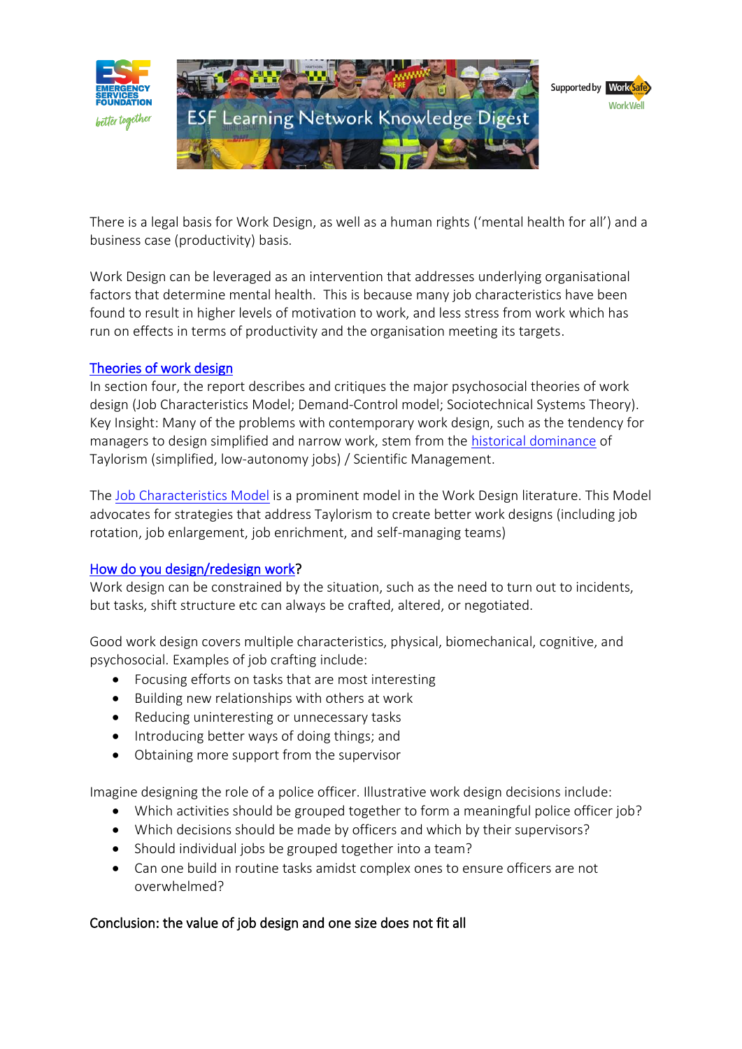There is a legal basis for Work Design, as well as a human rights ('mental health for all') and a business case (productivity) basis.

Work Design can be leveraged as an intervention that addresses underlying organisational factors that determine mental health. This is because many job characteristics have been found to result in higher levels of motivation to work, and less stress from work which has run on effects in terms of productivity and the organisation meeting its targets.

## Theories of work design

In section four, the report describes and critiques the major psychosocial theories of work design (Job Characteristics Model; Demand-Control model; Sociotechnical Systems Theory). Key Insight: Many of the problems with contemporary work design, such as the tendency for managers to design simplified and narrow work, stem from the historical dominance of Taylorism (simplified, low-autonomy jobs) / Scientific Management.

The Job Characteristics Model is a prominent model in the Work Design literature. This Model advocates for strategies that address Taylorism to create better work designs (including job rotation, job enlargement, job enrichment, and self-managing teams)

## How do you design/redesign work?

Work design can be constrained by the situation, such as the need to turn out to incidents, but tasks, shift structure etc can always be crafted, altered, or negotiated.

Good work design covers multiple characteristics, physical, biomechanical, cognitive, and psychosocial. Examples of job crafting include:

- Focusing efforts on tasks that are most interesting
- Building new relationships with others at work
- Reducing uninteresting or unnecessary tasks
- Introducing better ways of doing things; and
- Obtaining more support from the supervisor

Imagine designing the role of a police officer. Illustrative work design decisions include:

- Which activities should be grouped together to form a meaningful police officer job?
- Which decisions should be made by officers and which by their supervisors?
- Should individual jobs be grouped together into a team?
- Can one build in routine tasks amidst complex ones to ensure officers are not overwhelmed?

## Conclusion: the value of job design and one size does not fit all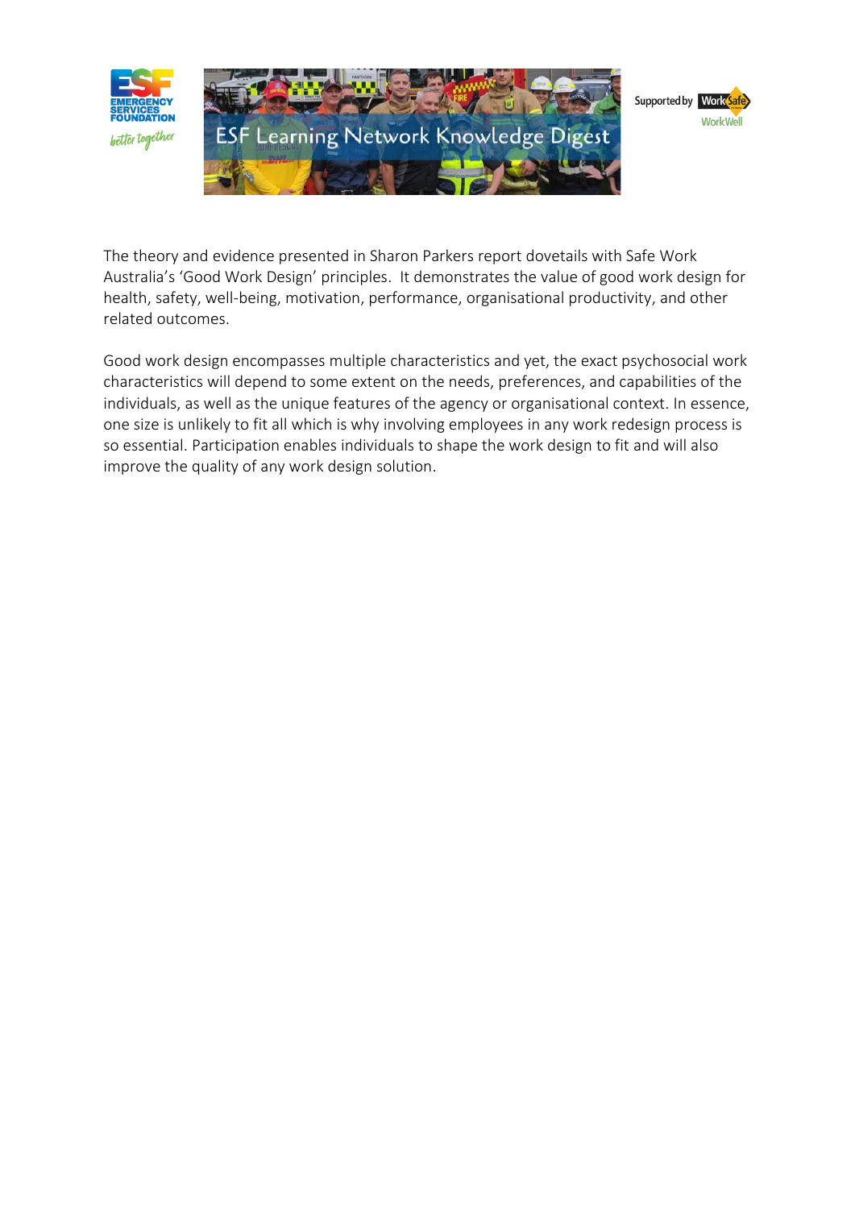The theory and evidence presented in Sharon Parkers report dovetails with Safe Work Australia's 'Good Work Design' principles. It demonstrates the value of good work design for health, safety, well-being, motivation, performance, organisational productivity, and other related outcomes.

Good work design encompasses multiple characteristics and yet, the exact psychosocial work characteristics will depend to some extent on the needs, preferences, and capabilities of the individuals, as well as the unique features of the agency or organisational context. In essence, one size is unlikely to fit all which is why involving employees in any work redesign process is so essential. Participation enables individuals to shape the work design to fit and will also improve the quality of any work design solution.